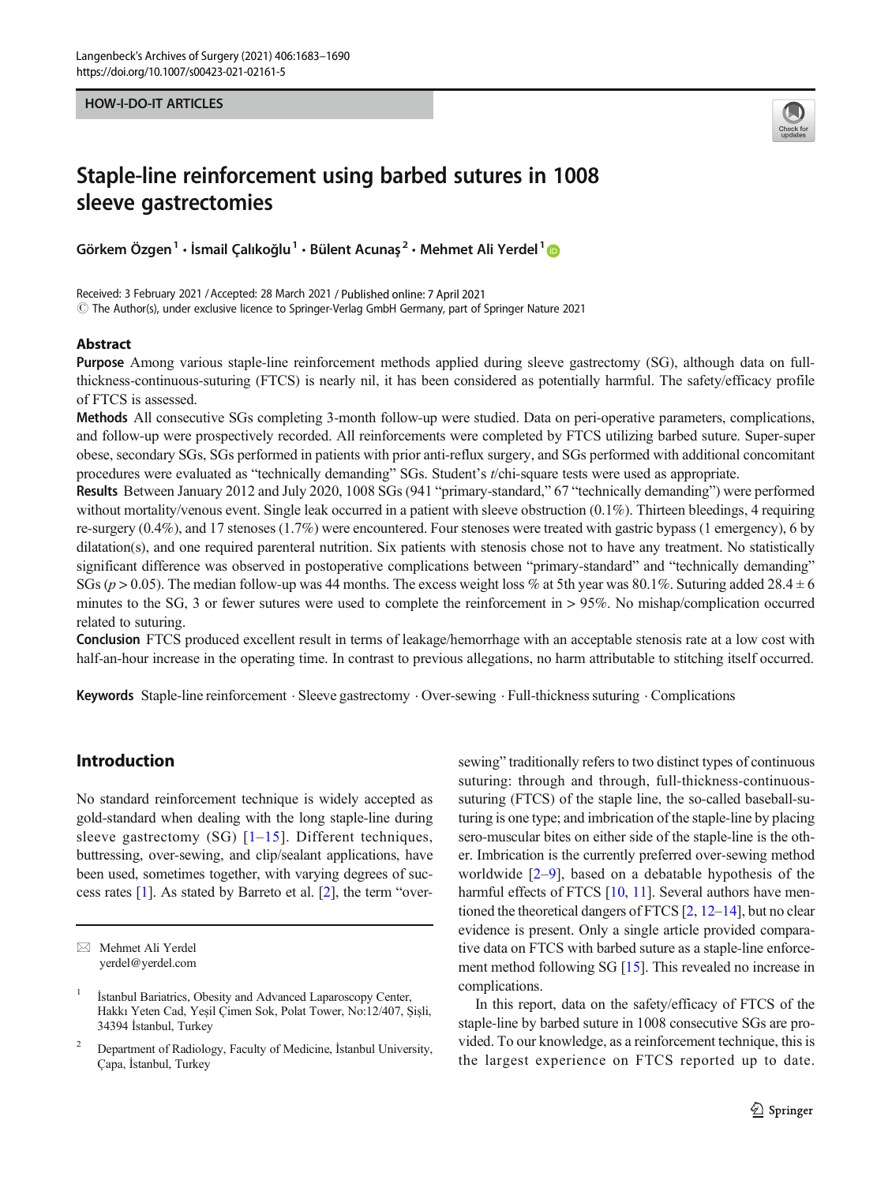HOW-I-DO-IT ARTICLES

# Staple-line reinforcement using barbed sutures in 1008 sleeve gastrectomies

Görkem Özgen[1] · İsmail Çalıkoğlu[1] · Bülent Acunaş[2] · Mehmet Ali Yerdel[1]

Received: 3 February 2021 / Accepted: 28 March 2021 / Published online: 7 April 2021
© The Author(s), under exclusive licence to Springer-Verlag GmbH Germany, part of Springer Nature 2021

## Abstract

**Purpose** Among various staple-line reinforcement methods applied during sleeve gastrectomy (SG), although data on full-thickness-continuous-suturing (FTCS) is nearly nil, it has been considered as potentially harmful. The safety/efficacy profile of FTCS is assessed.

**Methods** All consecutive SGs completing 3-month follow-up were studied. Data on peri-operative parameters, complications, and follow-up were prospectively recorded. All reinforcements were completed by FTCS utilizing barbed suture. Super-super obese, secondary SGs, SGs performed in patients with prior anti-reflux surgery, and SGs performed with additional concomitant procedures were evaluated as "technically demanding" SGs. Student's *t*/chi-square tests were used as appropriate.

**Results** Between January 2012 and July 2020, 1008 SGs (941 "primary-standard," 67 "technically demanding") were performed without mortality/venous event. Single leak occurred in a patient with sleeve obstruction (0.1%). Thirteen bleedings, 4 requiring re-surgery (0.4%), and 17 stenoses (1.7%) were encountered. Four stenoses were treated with gastric bypass (1 emergency), 6 by dilatation(s), and one required parenteral nutrition. Six patients with stenosis chose not to have any treatment. No statistically significant difference was observed in postoperative complications between "primary-standard" and "technically demanding" SGs ($p > 0.05$). The median follow-up was 44 months. The excess weight loss % at 5th year was 80.1%. Suturing added $28.4 \pm 6$ minutes to the SG, 3 or fewer sutures were used to complete the reinforcement in > 95%. No mishap/complication occurred related to suturing.

**Conclusion** FTCS produced excellent result in terms of leakage/hemorrhage with an acceptable stenosis rate at a low cost with half-an-hour increase in the operating time. In contrast to previous allegations, no harm attributable to stitching itself occurred.

**Keywords** Staple-line reinforcement · Sleeve gastrectomy · Over-sewing · Full-thickness suturing · Complications

## Introduction

No standard reinforcement technique is widely accepted as gold-standard when dealing with the long staple-line during sleeve gastrectomy (SG) [1–15]. Different techniques, buttressing, over-sewing, and clip/sealant applications, have been used, sometimes together, with varying degrees of success rates [1]. As stated by Barreto et al. [2], the term "over-sewing" traditionally refers to two distinct types of continuous suturing: through and through, full-thickness-continuous-suturing (FTCS) of the staple line, the so-called baseball-suturing is one type; and imbrication of the staple-line by placing sero-muscular bites on either side of the staple-line is the other. Imbrication is the currently preferred over-sewing method worldwide [2–9], based on a debatable hypothesis of the harmful effects of FTCS [10, 11]. Several authors have mentioned the theoretical dangers of FTCS [2, 12–14], but no clear evidence is present. Only a single article provided comparative data on FTCS with barbed suture as a staple-line enforcement method following SG [15]. This revealed no increase in complications.

In this report, data on the safety/efficacy of FTCS of the staple-line by barbed suture in 1008 consecutive SGs are provided. To our knowledge, as a reinforcement technique, this is the largest experience on FTCS reported up to date.

✉ Mehmet Ali Yerdel
yerdel@yerdel.com

[1] İstanbul Bariatrics, Obesity and Advanced Laparoscopy Center, Hakkı Yeten Cad, Yeşil Çimen Sok, Polat Tower, No:12/407, Şişli, 34394 İstanbul, Turkey

[2] Department of Radiology, Faculty of Medicine, İstanbul University, Çapa, İstanbul, Turkey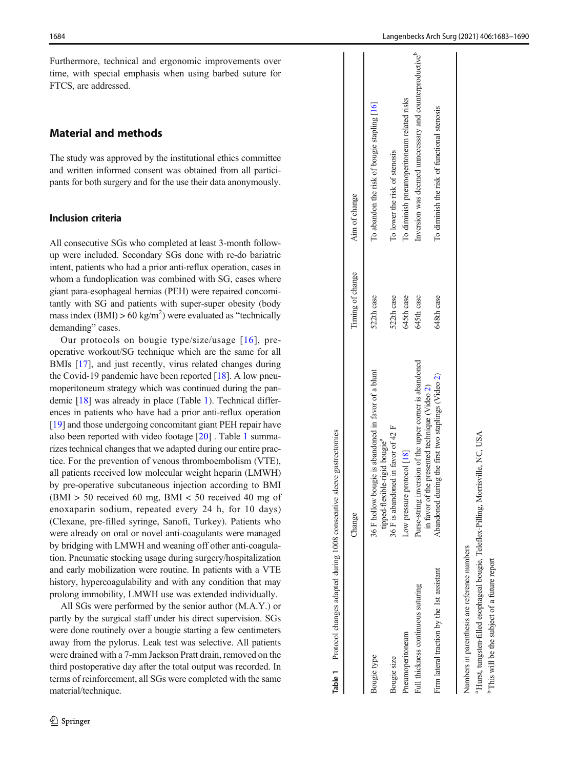Furthermore, technical and ergonomic improvements over time, with special emphasis when using barbed suture for FTCS, are addressed.

## Material and methods

The study was approved by the institutional ethics committee and written informed consent was obtained from all participants for both surgery and for the use their data anonymously.

### Inclusion criteria

All consecutive SGs who completed at least 3-month follow-up were included. Secondary SGs done with re-do bariatric intent, patients who had a prior anti-reflux operation, cases in whom a fundoplication was combined with SG, cases where giant para-esophageal hernias (PEH) were repaired concomitantly with SG and patients with super-super obesity (body mass index (BMI) > 60 kg/m$^2$) were evaluated as "technically demanding" cases.

Our protocols on bougie type/size/usage [16], preoperative workout/SG technique which are the same for all BMIs [17], and just recently, virus related changes during the Covid-19 pandemic have been reported [18]. A low pneumoperitoneum strategy which was continued during the pandemic [18] was already in place (Table 1). Technical differences in patients who have had a prior anti-reflux operation [19] and those undergoing concomitant giant PEH repair have also been reported with video footage [20] . Table 1 summarizes technical changes that we adapted during our entire practice. For the prevention of venous thromboembolism (VTE), all patients received low molecular weight heparin (LMWH) by pre-operative subcutaneous injection according to BMI (BMI > 50 received 60 mg, BMI < 50 received 40 mg of enoxaparin sodium, repeated every 24 h, for 10 days) (Clexane, pre-filled syringe, Sanofi, Turkey). Patients who were already on oral or novel anti-coagulants were managed by bridging with LMWH and weaning off other anti-coagulation. Pneumatic stocking usage during surgery/hospitalization and early mobilization were routine. In patients with a VTE history, hypercoagulability and with any condition that may prolong immobility, LMWH use was extended individually.

All SGs were performed by the senior author (M.A.Y.) or partly by the surgical staff under his direct supervision. SGs were done routinely over a bougie starting a few centimeters away from the pylorus. Leak test was selective. All patients were drained with a 7-mm Jackson Pratt drain, removed on the third postoperative day after the total output was recorded. In terms of reinforcement, all SGs were completed with the same material/technique.

**Table 1** Protocol changes adapted during 1008 consecutive sleeve gastrectomies

| | Change | Timing of change | Aim of change |
|---|---|---|---|
| Bougie type | 36 F hollow bougie is abandoned in favor of a blunt tipped-flexible-rigid bougie[a] | 522th case | To abandon the risk of bougie stapling [16] |
| Bougie size | 36 F is abandoned in favor of 42 F | 522th case | To lower the risk of stenosis |
| Pneumoperitoneum | Low pressure protocol [18] | 645th case | To diminish pneumoperitoneum related risks |
| Full thickness continuous suturing | Purse-string inversion of the upper corner is abandoned in favor of the presented technique (Video 2) | 645th case | Inversion was deemed unnecessary and counterproductive[b] |
| Firm lateral traction by the 1st assistant | Abandoned during the first two staplings (Video 2) | 648th case | To diminish the risk of functional stenosis |

Numbers in parenthesis are reference numbers

[a] Hurst, tungsten-filled esophageal bougie, Teleflex-Pilling, Morrisville, NC, USA

[b] This will be the subject of a future report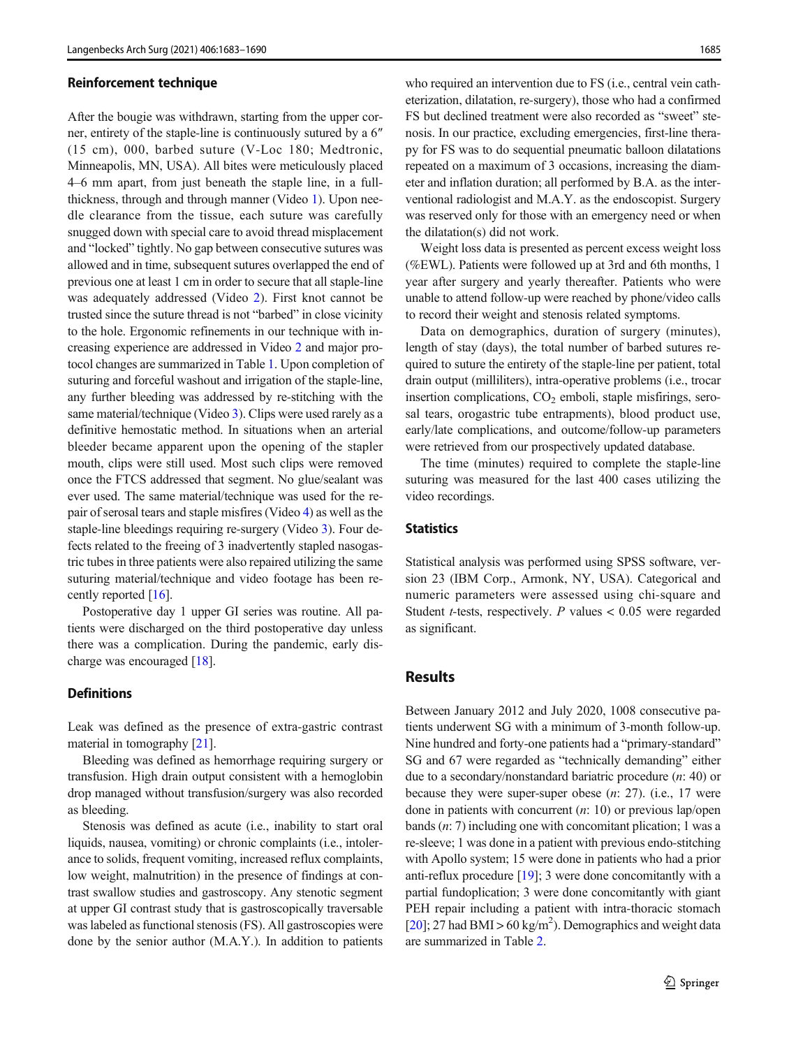### Reinforcement technique

After the bougie was withdrawn, starting from the upper corner, entirety of the staple-line is continuously sutured by a 6″ (15 cm), 000, barbed suture (V-Loc 180; Medtronic, Minneapolis, MN, USA). All bites were meticulously placed 4–6 mm apart, from just beneath the staple line, in a full-thickness, through and through manner (Video 1). Upon needle clearance from the tissue, each suture was carefully snugged down with special care to avoid thread misplacement and "locked" tightly. No gap between consecutive sutures was allowed and in time, subsequent sutures overlapped the end of previous one at least 1 cm in order to secure that all staple-line was adequately addressed (Video 2). First knot cannot be trusted since the suture thread is not "barbed" in close vicinity to the hole. Ergonomic refinements in our technique with increasing experience are addressed in Video 2 and major protocol changes are summarized in Table 1. Upon completion of suturing and forceful washout and irrigation of the staple-line, any further bleeding was addressed by re-stitching with the same material/technique (Video 3). Clips were used rarely as a definitive hemostatic method. In situations when an arterial bleeder became apparent upon the opening of the stapler mouth, clips were still used. Most such clips were removed once the FTCS addressed that segment. No glue/sealant was ever used. The same material/technique was used for the repair of serosal tears and staple misfires (Video 4) as well as the staple-line bleedings requiring re-surgery (Video 3). Four defects related to the freeing of 3 inadvertently stapled nasogastric tubes in three patients were also repaired utilizing the same suturing material/technique and video footage has been recently reported [16].

Postoperative day 1 upper GI series was routine. All patients were discharged on the third postoperative day unless there was a complication. During the pandemic, early discharge was encouraged [18].

### Definitions

Leak was defined as the presence of extra-gastric contrast material in tomography [21].

Bleeding was defined as hemorrhage requiring surgery or transfusion. High drain output consistent with a hemoglobin drop managed without transfusion/surgery was also recorded as bleeding.

Stenosis was defined as acute (i.e., inability to start oral liquids, nausea, vomiting) or chronic complaints (i.e., intolerance to solids, frequent vomiting, increased reflux complaints, low weight, malnutrition) in the presence of findings at contrast swallow studies and gastroscopy. Any stenotic segment at upper GI contrast study that is gastroscopically traversable was labeled as functional stenosis (FS). All gastroscopies were done by the senior author (M.A.Y.). In addition to patients who required an intervention due to FS (i.e., central vein catheterization, dilatation, re-surgery), those who had a confirmed FS but declined treatment were also recorded as "sweet" stenosis. In our practice, excluding emergencies, first-line therapy for FS was to do sequential pneumatic balloon dilatations repeated on a maximum of 3 occasions, increasing the diameter and inflation duration; all performed by B.A. as the interventional radiologist and M.A.Y. as the endoscopist. Surgery was reserved only for those with an emergency need or when the dilatation(s) did not work.

Weight loss data is presented as percent excess weight loss (%EWL). Patients were followed up at 3rd and 6th months, 1 year after surgery and yearly thereafter. Patients who were unable to attend follow-up were reached by phone/video calls to record their weight and stenosis related symptoms.

Data on demographics, duration of surgery (minutes), length of stay (days), the total number of barbed sutures required to suture the entirety of the staple-line per patient, total drain output (milliliters), intra-operative problems (i.e., trocar insertion complications, $CO_2$ emboli, staple misfirings, serosal tears, orogastric tube entrapments), blood product use, early/late complications, and outcome/follow-up parameters were retrieved from our prospectively updated database.

The time (minutes) required to complete the staple-line suturing was measured for the last 400 cases utilizing the video recordings.

### Statistics

Statistical analysis was performed using SPSS software, version 23 (IBM Corp., Armonk, NY, USA). Categorical and numeric parameters were assessed using chi-square and Student *t*-tests, respectively. *P* values < 0.05 were regarded as significant.

## Results

Between January 2012 and July 2020, 1008 consecutive patients underwent SG with a minimum of 3-month follow-up. Nine hundred and forty-one patients had a "primary-standard" SG and 67 were regarded as "technically demanding" either due to a secondary/nonstandard bariatric procedure (*n*: 40) or because they were super-super obese (*n*: 27). (i.e., 17 were done in patients with concurrent (*n*: 10) or previous lap/open bands (*n*: 7) including one with concomitant plication; 1 was a re-sleeve; 1 was done in a patient with previous endo-stitching with Apollo system; 15 were done in patients who had a prior anti-reflux procedure [19]; 3 were done concomitantly with a partial fundoplication; 3 were done concomitantly with giant PEH repair including a patient with intra-thoracic stomach [20]; 27 had BMI > 60 kg/m$^2$). Demographics and weight data are summarized in Table 2.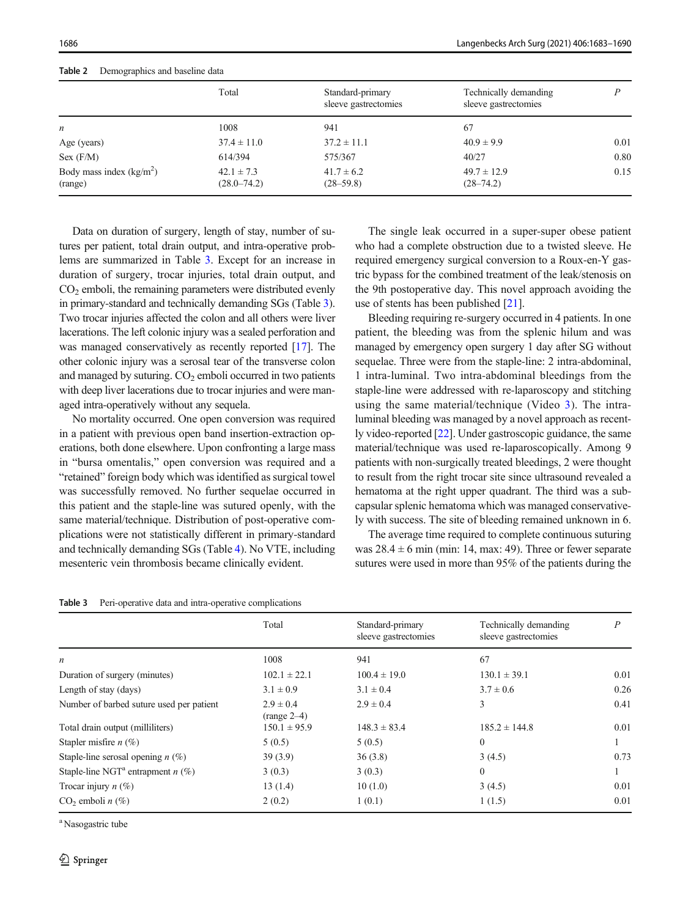**Table 2** Demographics and baseline data

| | Total | Standard-primary sleeve gastrectomies | Technically demanding sleeve gastrectomies | *P* |
|---|---|---|---|---|
| *n* | 1008 | 941 | 67 | |
| Age (years) | 37.4 ± 11.0 | 37.2 ± 11.1 | 40.9 ± 9.9 | 0.01 |
| Sex (F/M) | 614/394 | 575/367 | 40/27 | 0.80 |
| Body mass index (kg/m$^2$) (range) | 42.1 ± 7.3 (28.0–74.2) | 41.7 ± 6.2 (28–59.8) | 49.7 ± 12.9 (28–74.2) | 0.15 |

Data on duration of surgery, length of stay, number of sutures per patient, total drain output, and intra-operative problems are summarized in Table 3. Except for an increase in duration of surgery, trocar injuries, total drain output, and $CO_2$ emboli, the remaining parameters were distributed evenly in primary-standard and technically demanding SGs (Table 3). Two trocar injuries affected the colon and all others were liver lacerations. The left colonic injury was a sealed perforation and was managed conservatively as recently reported [17]. The other colonic injury was a serosal tear of the transverse colon and managed by suturing. $CO_2$ emboli occurred in two patients with deep liver lacerations due to trocar injuries and were managed intra-operatively without any sequela.

No mortality occurred. One open conversion was required in a patient with previous open band insertion-extraction operations, both done elsewhere. Upon confronting a large mass in "bursa omentalis," open conversion was required and a "retained" foreign body which was identified as surgical towel was successfully removed. No further sequelae occurred in this patient and the staple-line was sutured openly, with the same material/technique. Distribution of post-operative complications were not statistically different in primary-standard and technically demanding SGs (Table 4). No VTE, including mesenteric vein thrombosis became clinically evident.

The single leak occurred in a super-super obese patient who had a complete obstruction due to a twisted sleeve. He required emergency surgical conversion to a Roux-en-Y gastric bypass for the combined treatment of the leak/stenosis on the 9th postoperative day. This novel approach avoiding the use of stents has been published [21].

Bleeding requiring re-surgery occurred in 4 patients. In one patient, the bleeding was from the splenic hilum and was managed by emergency open surgery 1 day after SG without sequelae. Three were from the staple-line: 2 intra-abdominal, 1 intra-luminal. Two intra-abdominal bleedings from the staple-line were addressed with re-laparoscopy and stitching using the same material/technique (Video 3). The intra-luminal bleeding was managed by a novel approach as recently video-reported [22]. Under gastroscopic guidance, the same material/technique was used re-laparoscopically. Among 9 patients with non-surgically treated bleedings, 2 were thought to result from the right trocar site since ultrasound revealed a hematoma at the right upper quadrant. The third was a subcapsular splenic hematoma which was managed conservatively with success. The site of bleeding remained unknown in 6.

The average time required to complete continuous suturing was 28.4 ± 6 min (min: 14, max: 49). Three or fewer separate sutures were used in more than 95% of the patients during the

**Table 3** Peri-operative data and intra-operative complications

| | Total | Standard-primary sleeve gastrectomies | Technically demanding sleeve gastrectomies | *P* |
|---|---|---|---|---|
| *n* | 1008 | 941 | 67 | |
| Duration of surgery (minutes) | 102.1 ± 22.1 | 100.4 ± 19.0 | 130.1 ± 39.1 | 0.01 |
| Length of stay (days) | 3.1 ± 0.9 | 3.1 ± 0.4 | 3.7 ± 0.6 | 0.26 |
| Number of barbed suture used per patient | 2.9 ± 0.4 (range 2–4) | 2.9 ± 0.4 | 3 | 0.41 |
| Total drain output (milliliters) | 150.1 ± 95.9 | 148.3 ± 83.4 | 185.2 ± 144.8 | 0.01 |
| Stapler misfire *n* (%) | 5 (0.5) | 5 (0.5) | 0 | 1 |
| Staple-line serosal opening *n* (%) | 39 (3.9) | 36 (3.8) | 3 (4.5) | 0.73 |
| Staple-line NGT[a] entrapment *n* (%) | 3 (0.3) | 3 (0.3) | 0 | 1 |
| Trocar injury *n* (%) | 13 (1.4) | 10 (1.0) | 3 (4.5) | 0.01 |
| $CO_2$ emboli *n* (%) | 2 (0.2) | 1 (0.1) | 1 (1.5) | 0.01 |

[a] Nasogastric tube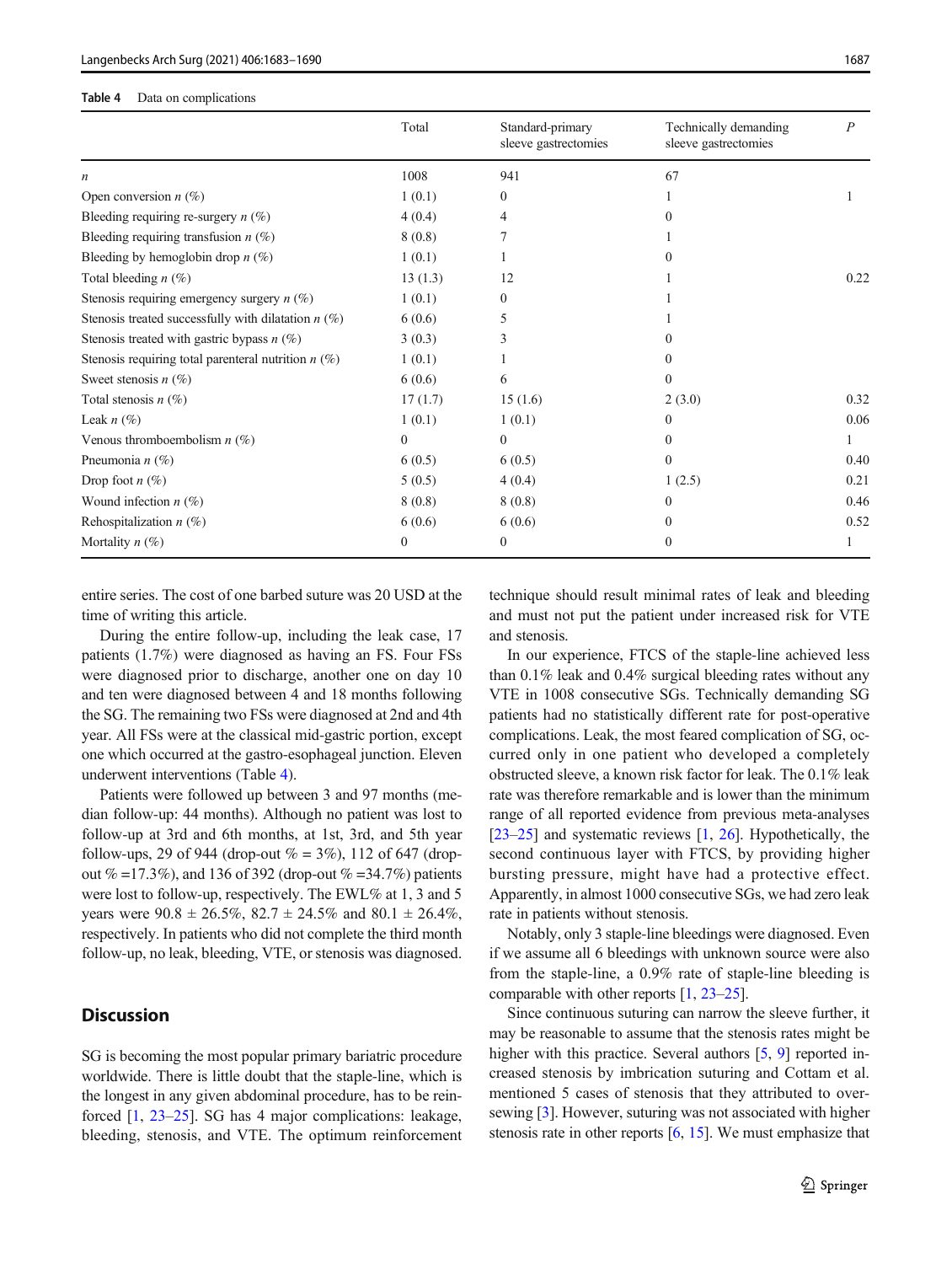**Table 4** Data on complications

| | Total | Standard-primary sleeve gastrectomies | Technically demanding sleeve gastrectomies | *P* |
|---|---|---|---|---|
| *n* | 1008 | 941 | 67 | |
| Open conversion *n* (%) | 1 (0.1) | 0 | 1 | 1 |
| Bleeding requiring re-surgery *n* (%) | 4 (0.4) | 4 | 0 | |
| Bleeding requiring transfusion *n* (%) | 8 (0.8) | 7 | 1 | |
| Bleeding by hemoglobin drop *n* (%) | 1 (0.1) | 1 | 0 | |
| Total bleeding *n* (%) | 13 (1.3) | 12 | 1 | 0.22 |
| Stenosis requiring emergency surgery *n* (%) | 1 (0.1) | 0 | 1 | |
| Stenosis treated successfully with dilatation *n* (%) | 6 (0.6) | 5 | 1 | |
| Stenosis treated with gastric bypass *n* (%) | 3 (0.3) | 3 | 0 | |
| Stenosis requiring total parenteral nutrition *n* (%) | 1 (0.1) | 1 | 0 | |
| Sweet stenosis *n* (%) | 6 (0.6) | 6 | 0 | |
| Total stenosis *n* (%) | 17 (1.7) | 15 (1.6) | 2 (3.0) | 0.32 |
| Leak *n* (%) | 1 (0.1) | 1 (0.1) | 0 | 0.06 |
| Venous thromboembolism *n* (%) | 0 | 0 | 0 | 1 |
| Pneumonia *n* (%) | 6 (0.5) | 6 (0.5) | 0 | 0.40 |
| Drop foot *n* (%) | 5 (0.5) | 4 (0.4) | 1 (2.5) | 0.21 |
| Wound infection *n* (%) | 8 (0.8) | 8 (0.8) | 0 | 0.46 |
| Rehospitalization *n* (%) | 6 (0.6) | 6 (0.6) | 0 | 0.52 |
| Mortality *n* (%) | 0 | 0 | 0 | 1 |

entire series. The cost of one barbed suture was 20 USD at the time of writing this article.

During the entire follow-up, including the leak case, 17 patients (1.7%) were diagnosed as having an FS. Four FSs were diagnosed prior to discharge, another one on day 10 and ten were diagnosed between 4 and 18 months following the SG. The remaining two FSs were diagnosed at 2nd and 4th year. All FSs were at the classical mid-gastric portion, except one which occurred at the gastro-esophageal junction. Eleven underwent interventions (Table 4).

Patients were followed up between 3 and 97 months (median follow-up: 44 months). Although no patient was lost to follow-up at 3rd and 6th months, at 1st, 3rd, and 5th year follow-ups, 29 of 944 (drop-out % = 3%), 112 of 647 (drop-out % =17.3%), and 136 of 392 (drop-out % =34.7%) patients were lost to follow-up, respectively. The EWL% at 1, 3 and 5 years were $90.8 \pm 26.5\%$, $82.7 \pm 24.5\%$ and $80.1 \pm 26.4\%$, respectively. In patients who did not complete the third month follow-up, no leak, bleeding, VTE, or stenosis was diagnosed.

## Discussion

SG is becoming the most popular primary bariatric procedure worldwide. There is little doubt that the staple-line, which is the longest in any given abdominal procedure, has to be reinforced [1, 23–25]. SG has 4 major complications: leakage, bleeding, stenosis, and VTE. The optimum reinforcement technique should result minimal rates of leak and bleeding and must not put the patient under increased risk for VTE and stenosis.

In our experience, FTCS of the staple-line achieved less than 0.1% leak and 0.4% surgical bleeding rates without any VTE in 1008 consecutive SGs. Technically demanding SG patients had no statistically different rate for post-operative complications. Leak, the most feared complication of SG, occurred only in one patient who developed a completely obstructed sleeve, a known risk factor for leak. The 0.1% leak rate was therefore remarkable and is lower than the minimum range of all reported evidence from previous meta-analyses [23–25] and systematic reviews [1, 26]. Hypothetically, the second continuous layer with FTCS, by providing higher bursting pressure, might have had a protective effect. Apparently, in almost 1000 consecutive SGs, we had zero leak rate in patients without stenosis.

Notably, only 3 staple-line bleedings were diagnosed. Even if we assume all 6 bleedings with unknown source were also from the staple-line, a 0.9% rate of staple-line bleeding is comparable with other reports [1, 23–25].

Since continuous suturing can narrow the sleeve further, it may be reasonable to assume that the stenosis rates might be higher with this practice. Several authors [5, 9] reported increased stenosis by imbrication suturing and Cottam et al. mentioned 5 cases of stenosis that they attributed to over-sewing [3]. However, suturing was not associated with higher stenosis rate in other reports [6, 15]. We must emphasize that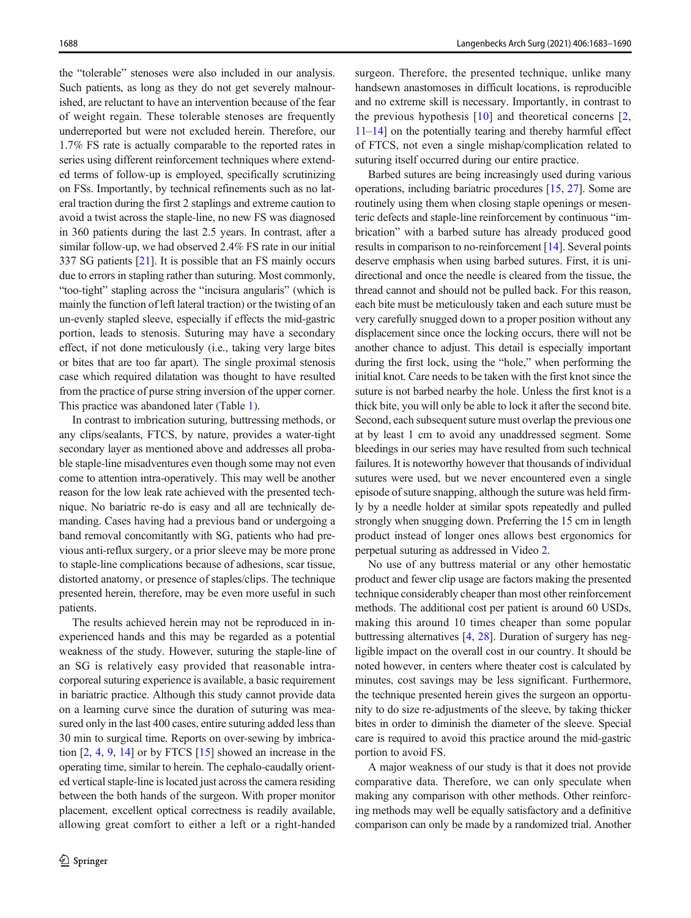the "tolerable" stenoses were also included in our analysis. Such patients, as long as they do not get severely malnourished, are reluctant to have an intervention because of the fear of weight regain. These tolerable stenoses are frequently underreported but were not excluded herein. Therefore, our 1.7% FS rate is actually comparable to the reported rates in series using different reinforcement techniques where extended terms of follow-up is employed, specifically scrutinizing on FSs. Importantly, by technical refinements such as no lateral traction during the first 2 staplings and extreme caution to avoid a twist across the staple-line, no new FS was diagnosed in 360 patients during the last 2.5 years. In contrast, after a similar follow-up, we had observed 2.4% FS rate in our initial 337 SG patients [21]. It is possible that an FS mainly occurs due to errors in stapling rather than suturing. Most commonly, "too-tight" stapling across the "incisura angularis" (which is mainly the function of left lateral traction) or the twisting of an un-evenly stapled sleeve, especially if effects the mid-gastric portion, leads to stenosis. Suturing may have a secondary effect, if not done meticulously (i.e., taking very large bites or bites that are too far apart). The single proximal stenosis case which required dilatation was thought to have resulted from the practice of purse string inversion of the upper corner. This practice was abandoned later (Table 1).

In contrast to imbrication suturing, buttressing methods, or any clips/sealants, FTCS, by nature, provides a water-tight secondary layer as mentioned above and addresses all probable staple-line misadventures even though some may not even come to attention intra-operatively. This may well be another reason for the low leak rate achieved with the presented technique. No bariatric re-do is easy and all are technically demanding. Cases having had a previous band or undergoing a band removal concomitantly with SG, patients who had previous anti-reflux surgery, or a prior sleeve may be more prone to staple-line complications because of adhesions, scar tissue, distorted anatomy, or presence of staples/clips. The technique presented herein, therefore, may be even more useful in such patients.

The results achieved herein may not be reproduced in inexperienced hands and this may be regarded as a potential weakness of the study. However, suturing the staple-line of an SG is relatively easy provided that reasonable intracorporeal suturing experience is available, a basic requirement in bariatric practice. Although this study cannot provide data on a learning curve since the duration of suturing was measured only in the last 400 cases, entire suturing added less than 30 min to surgical time. Reports on over-sewing by imbrication [2, 4, 9, 14] or by FTCS [15] showed an increase in the operating time, similar to herein. The cephalo-caudally oriented vertical staple-line is located just across the camera residing between the both hands of the surgeon. With proper monitor placement, excellent optical correctness is readily available, allowing great comfort to either a left or a right-handed surgeon. Therefore, the presented technique, unlike many handsewn anastomoses in difficult locations, is reproducible and no extreme skill is necessary. Importantly, in contrast to the previous hypothesis [10] and theoretical concerns [2, 11–14] on the potentially tearing and thereby harmful effect of FTCS, not even a single mishap/complication related to suturing itself occurred during our entire practice.

Barbed sutures are being increasingly used during various operations, including bariatric procedures [15, 27]. Some are routinely using them when closing staple openings or mesenteric defects and staple-line reinforcement by continuous "imbrication" with a barbed suture has already produced good results in comparison to no-reinforcement [14]. Several points deserve emphasis when using barbed sutures. First, it is unidirectional and once the needle is cleared from the tissue, the thread cannot and should not be pulled back. For this reason, each bite must be meticulously taken and each suture must be very carefully snugged down to a proper position without any displacement since once the locking occurs, there will not be another chance to adjust. This detail is especially important during the first lock, using the "hole," when performing the initial knot. Care needs to be taken with the first knot since the suture is not barbed nearby the hole. Unless the first knot is a thick bite, you will only be able to lock it after the second bite. Second, each subsequent suture must overlap the previous one at by least 1 cm to avoid any unaddressed segment. Some bleedings in our series may have resulted from such technical failures. It is noteworthy however that thousands of individual sutures were used, but we never encountered even a single episode of suture snapping, although the suture was held firmly by a needle holder at similar spots repeatedly and pulled strongly when snugging down. Preferring the 15 cm in length product instead of longer ones allows best ergonomics for perpetual suturing as addressed in Video 2.

No use of any buttress material or any other hemostatic product and fewer clip usage are factors making the presented technique considerably cheaper than most other reinforcement methods. The additional cost per patient is around 60 USDs, making this around 10 times cheaper than some popular buttressing alternatives [4, 28]. Duration of surgery has negligible impact on the overall cost in our country. It should be noted however, in centers where theater cost is calculated by minutes, cost savings may be less significant. Furthermore, the technique presented herein gives the surgeon an opportunity to do size re-adjustments of the sleeve, by taking thicker bites in order to diminish the diameter of the sleeve. Special care is required to avoid this practice around the mid-gastric portion to avoid FS.

A major weakness of our study is that it does not provide comparative data. Therefore, we can only speculate when making any comparison with other methods. Other reinforcing methods may well be equally satisfactory and a definitive comparison can only be made by a randomized trial. Another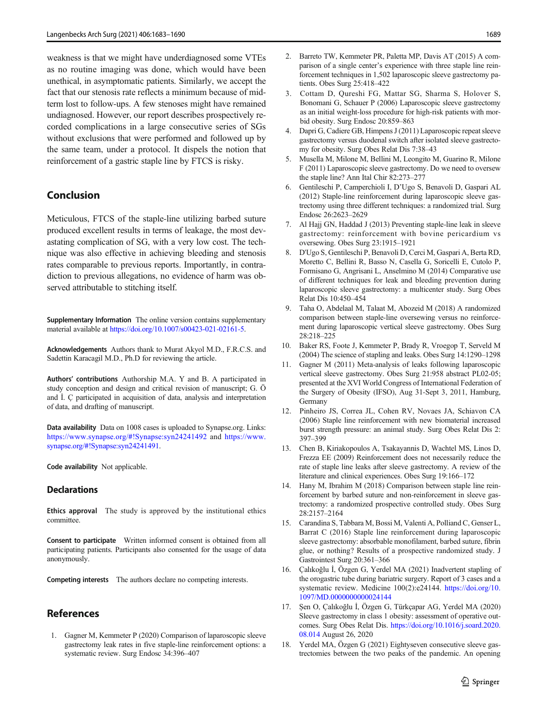weakness is that we might have underdiagnosed some VTEs as no routine imaging was done, which would have been unethical, in asymptomatic patients. Similarly, we accept the fact that our stenosis rate reflects a minimum because of mid-term lost to follow-ups. A few stenoses might have remained undiagnosed. However, our report describes prospectively recorded complications in a large consecutive series of SGs without exclusions that were performed and followed up by the same team, under a protocol. It dispels the notion that reinforcement of a gastric staple line by FTCS is risky.

## Conclusion

Meticulous, FTCS of the staple-line utilizing barbed suture produced excellent results in terms of leakage, the most devastating complication of SG, with a very low cost. The technique was also effective in achieving bleeding and stenosis rates comparable to previous reports. Importantly, in contradiction to previous allegations, no evidence of harm was observed attributable to stitching itself.

**Supplementary Information** The online version contains supplementary material available at https://doi.org/10.1007/s00423-021-02161-5.

**Acknowledgements** Authors thank to Murat Akyol M.D., F.R.C.S. and Sadettin Karacagil M.D., Ph.D for reviewing the article.

**Authors' contributions** Authorship M.A. Y and B. A participated in study conception and design and critical revision of manuscript; G. Ö and İ. Ç participated in acquisition of data, analysis and interpretation of data, and drafting of manuscript.

**Data availability** Data on 1008 cases is uploaded to Synapse.org. Links: https://www.synapse.org/#!Synapse:syn24241492 and https://www.synapse.org/#!Synapse:syn24241491.

**Code availability** Not applicable.

### Declarations

**Ethics approval** The study is approved by the institutional ethics committee.

**Consent to participate** Written informed consent is obtained from all participating patients. Participants also consented for the usage of data anonymously.

**Competing interests** The authors declare no competing interests.

## References

1. Gagner M, Kemmeter P (2020) Comparison of laparoscopic sleeve gastrectomy leak rates in five staple-line reinforcement options: a systematic review. Surg Endosc 34:396–407
2. Barreto TW, Kemmeter PR, Paletta MP, Davis AT (2015) A comparison of a single center's experience with three staple line reinforcement techniques in 1,502 laparoscopic sleeve gastrectomy patients. Obes Surg 25:418–422
3. Cottam D, Qureshi FG, Mattar SG, Sharma S, Holover S, Bonomani G, Schauer P (2006) Laparoscopic sleeve gastrectomy as an initial weight-loss procedure for high-risk patients with morbid obesity. Surg Endosc 20:859–863
4. Dapri G, Cadiere GB, Himpens J (2011) Laparoscopic repeat sleeve gastrectomy versus duodenal switch after isolated sleeve gastrectomy for obesity. Surg Obes Relat Dis 7:38–43
5. Musella M, Milone M, Bellini M, Leongito M, Guarino R, Milone F (2011) Laparoscopic sleeve gastrectomy. Do we need to oversew the staple line? Ann Ital Chir 82:273–277
6. Gentileschi P, Camperchioli I, D'Ugo S, Benavoli D, Gaspari AL (2012) Staple-line reinforcement during laparoscopic sleeve gastrectomy using three different techniques: a randomized trial. Surg Endosc 26:2623–2629
7. Al Hajj GN, Haddad J (2013) Preventing staple-line leak in sleeve gastrectomy: reinforcement with bovine pericardium vs oversewing. Obes Surg 23:1915–1921
8. D'Ugo S, Gentileschi P, Benavoli D, Cerci M, Gaspari A, Berta RD, Moretto C, Bellini R, Basso N, Casella G, Soricelli E, Cutolo P, Formisano G, Angrisani L, Anselmino M (2014) Comparative use of different techniques for leak and bleeding prevention during laparoscopic sleeve gastrectomy: a multicenter study. Surg Obes Relat Dis 10:450–454
9. Taha O, Abdelaal M, Talaat M, Abozeid M (2018) A randomized comparison between staple-line oversewing versus no reinforcement during laparoscopic vertical sleeve gastrectomy. Obes Surg 28:218–225
10. Baker RS, Foote J, Kemmeter P, Brady R, Vroegop T, Serveld M (2004) The science of stapling and leaks. Obes Surg 14:1290–1298
11. Gagner M (2011) Meta-analysis of leaks following laparoscopic vertical sleeve gastrectomy. Obes Surg 21:958 abstract PL02-05; presented at the XVI World Congress of International Federation of the Surgery of Obesity (IFSO), Aug 31-Sept 3, 2011, Hamburg, Germany
12. Pinheiro JS, Correa JL, Cohen RV, Novaes JA, Schiavon CA (2006) Staple line reinforcement with new biomaterial increased burst strength pressure: an animal study. Surg Obes Relat Dis 2: 397–399
13. Chen B, Kiriakopoulos A, Tsakayannis D, Wachtel MS, Linos D, Frezza EE (2009) Reinforcement does not necessarily reduce the rate of staple line leaks after sleeve gastrectomy. A review of the literature and clinical experiences. Obes Surg 19:166–172
14. Hany M, Ibrahim M (2018) Comparison between staple line reinforcement by barbed suture and non-reinforcement in sleeve gastrectomy: a randomized prospective controlled study. Obes Surg 28:2157–2164
15. Carandina S, Tabbara M, Bossi M, Valenti A, Polliand C, Genser L, Barrat C (2016) Staple line reinforcement during laparoscopic sleeve gastrectomy: absorbable monofilament, barbed suture, fibrin glue, or nothing? Results of a prospective randomized study. J Gastrointest Surg 20:361–366
16. Çalıkoğlu İ, Özgen G, Yerdel MA (2021) Inadvertent stapling of the orogastric tube during bariatric surgery. Report of 3 cases and a systematic review. Medicine 100(2):e24144. https://doi.org/10.1097/MD.0000000000024144
17. Şen O, Çalıkoğlu İ, Özgen G, Türkçapar AG, Yerdel MA (2020) Sleeve gastrectomy in class 1 obesity: assessment of operative outcomes. Surg Obes Relat Dis. https://doi.org/10.1016/j.soard.2020.08.014 August 26, 2020
18. Yerdel MA, Özgen G (2021) Eightyseven consecutive sleeve gastrectomies between the two peaks of the pandemic. An opening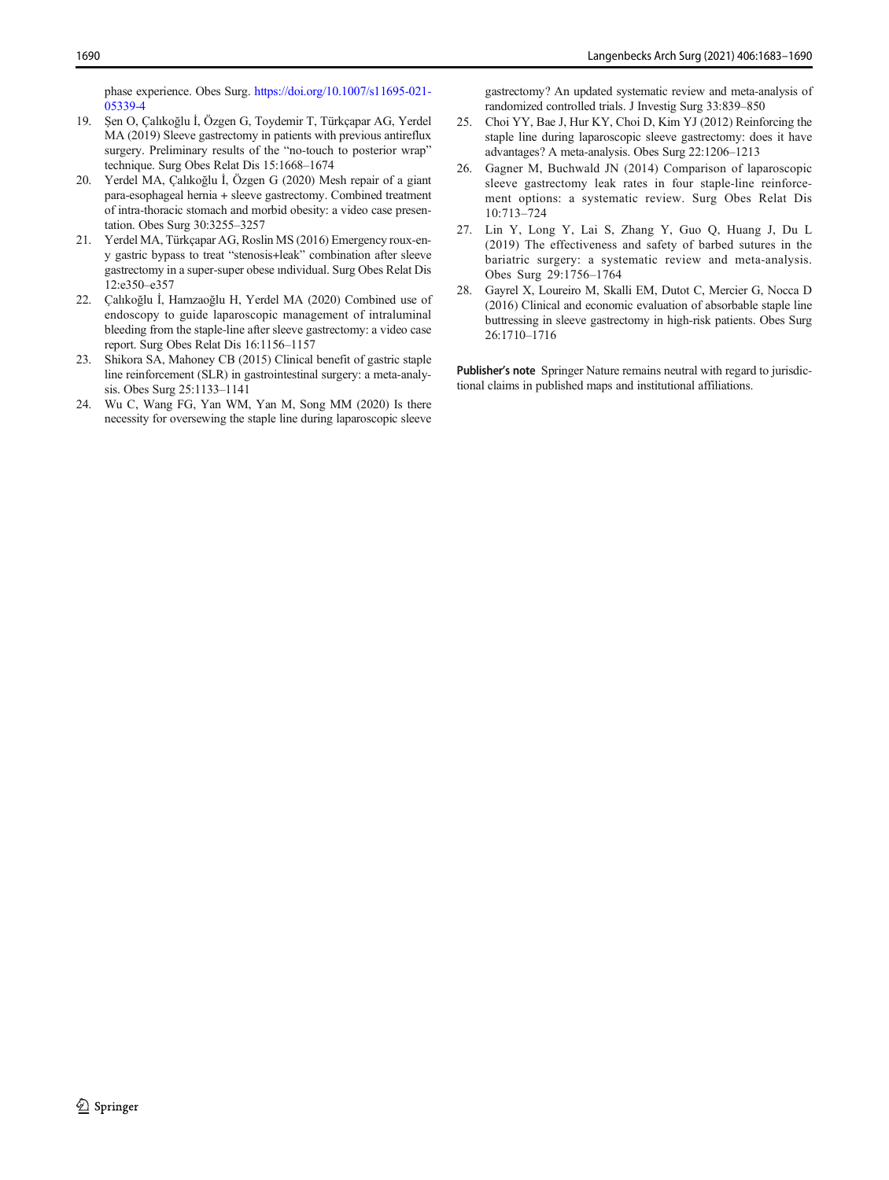phase experience. Obes Surg. https://doi.org/10.1007/s11695-021-05339-4

19. Şen O, Çalıkoğlu İ, Özgen G, Toydemir T, Türkçapar AG, Yerdel MA (2019) Sleeve gastrectomy in patients with previous antireflux surgery. Preliminary results of the "no-touch to posterior wrap" technique. Surg Obes Relat Dis 15:1668–1674
20. Yerdel MA, Çalıkoğlu İ, Özgen G (2020) Mesh repair of a giant para-esophageal hernia + sleeve gastrectomy. Combined treatment of intra-thoracic stomach and morbid obesity: a video case presentation. Obes Surg 30:3255–3257
21. Yerdel MA, Türkçapar AG, Roslin MS (2016) Emergency roux-en-y gastric bypass to treat "stenosis+leak" combination after sleeve gastrectomy in a super-super obese ındividual. Surg Obes Relat Dis 12:e350–e357
22. Çalıkoğlu İ, Hamzaoğlu H, Yerdel MA (2020) Combined use of endoscopy to guide laparoscopic management of intraluminal bleeding from the staple-line after sleeve gastrectomy: a video case report. Surg Obes Relat Dis 16:1156–1157
23. Shikora SA, Mahoney CB (2015) Clinical benefit of gastric staple line reinforcement (SLR) in gastrointestinal surgery: a meta-analysis. Obes Surg 25:1133–1141
24. Wu C, Wang FG, Yan WM, Yan M, Song MM (2020) Is there necessity for oversewing the staple line during laparoscopic sleeve gastrectomy? An updated systematic review and meta-analysis of randomized controlled trials. J Investig Surg 33:839–850
25. Choi YY, Bae J, Hur KY, Choi D, Kim YJ (2012) Reinforcing the staple line during laparoscopic sleeve gastrectomy: does it have advantages? A meta-analysis. Obes Surg 22:1206–1213
26. Gagner M, Buchwald JN (2014) Comparison of laparoscopic sleeve gastrectomy leak rates in four staple-line reinforcement options: a systematic review. Surg Obes Relat Dis 10:713–724
27. Lin Y, Long Y, Lai S, Zhang Y, Guo Q, Huang J, Du L (2019) The effectiveness and safety of barbed sutures in the bariatric surgery: a systematic review and meta-analysis. Obes Surg 29:1756–1764
28. Gayrel X, Loureiro M, Skalli EM, Dutot C, Mercier G, Nocca D (2016) Clinical and economic evaluation of absorbable staple line buttressing in sleeve gastrectomy in high-risk patients. Obes Surg 26:1710–1716

**Publisher's note** Springer Nature remains neutral with regard to jurisdictional claims in published maps and institutional affiliations.